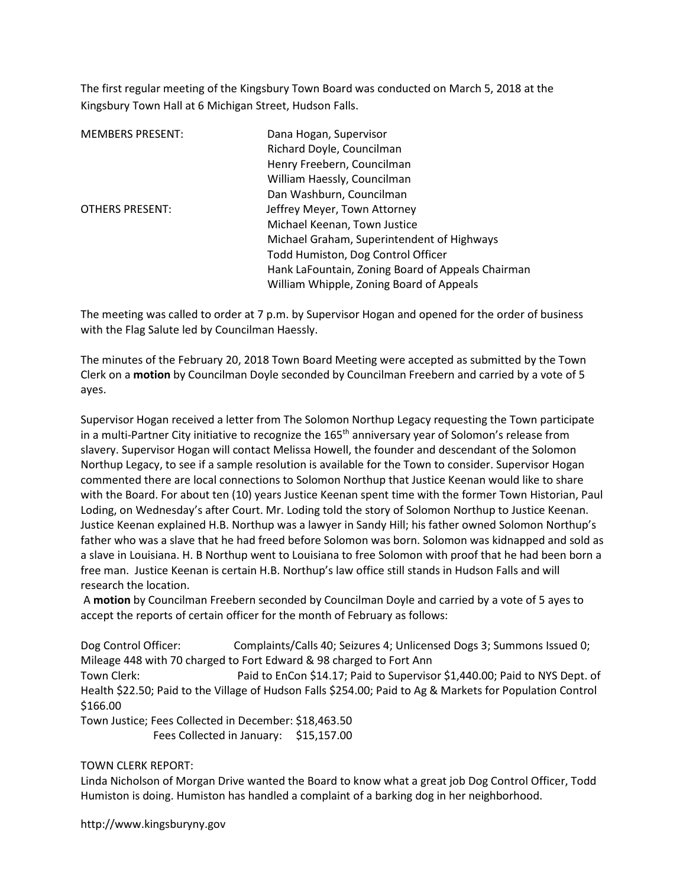The first regular meeting of the Kingsbury Town Board was conducted on March 5, 2018 at the Kingsbury Town Hall at 6 Michigan Street, Hudson Falls.

| | |
|---|---|
| MEMBERS PRESENT: | Dana Hogan, Supervisor |
| | Richard Doyle, Councilman |
| | Henry Freebern, Councilman |
| | William Haessly, Councilman |
| | Dan Washburn, Councilman |
| OTHERS PRESENT: | Jeffrey Meyer, Town Attorney |
| | Michael Keenan, Town Justice |
| | Michael Graham, Superintendent of Highways |
| | Todd Humiston, Dog Control Officer |
| | Hank LaFountain, Zoning Board of Appeals Chairman |
| | William Whipple, Zoning Board of Appeals |

The meeting was called to order at 7 p.m. by Supervisor Hogan and opened for the order of business with the Flag Salute led by Councilman Haessly.

The minutes of the February 20, 2018 Town Board Meeting were accepted as submitted by the Town Clerk on a **motion** by Councilman Doyle seconded by Councilman Freebern and carried by a vote of 5 ayes.

Supervisor Hogan received a letter from The Solomon Northup Legacy requesting the Town participate in a multi-Partner City initiative to recognize the 165th anniversary year of Solomon's release from slavery. Supervisor Hogan will contact Melissa Howell, the founder and descendant of the Solomon Northup Legacy, to see if a sample resolution is available for the Town to consider. Supervisor Hogan commented there are local connections to Solomon Northup that Justice Keenan would like to share with the Board. For about ten (10) years Justice Keenan spent time with the former Town Historian, Paul Loding, on Wednesday's after Court. Mr. Loding told the story of Solomon Northup to Justice Keenan. Justice Keenan explained H.B. Northup was a lawyer in Sandy Hill; his father owned Solomon Northup's father who was a slave that he had freed before Solomon was born. Solomon was kidnapped and sold as a slave in Louisiana. H. B Northup went to Louisiana to free Solomon with proof that he had been born a free man. Justice Keenan is certain H.B. Northup's law office still stands in Hudson Falls and will research the location.

A **motion** by Councilman Freebern seconded by Councilman Doyle and carried by a vote of 5 ayes to accept the reports of certain officer for the month of February as follows:

Dog Control Officer: Complaints/Calls 40; Seizures 4; Unlicensed Dogs 3; Summons Issued 0; Mileage 448 with 70 charged to Fort Edward & 98 charged to Fort Ann

Town Clerk: Paid to EnCon $14.17; Paid to Supervisor $1,440.00; Paid to NYS Dept. of Health $22.50; Paid to the Village of Hudson Falls $254.00; Paid to Ag & Markets for Population Control $166.00

Town Justice; Fees Collected in December: $18,463.50
Fees Collected in January: $15,157.00

TOWN CLERK REPORT:

Linda Nicholson of Morgan Drive wanted the Board to know what a great job Dog Control Officer, Todd Humiston is doing. Humiston has handled a complaint of a barking dog in her neighborhood.

http://www.kingsburyny.gov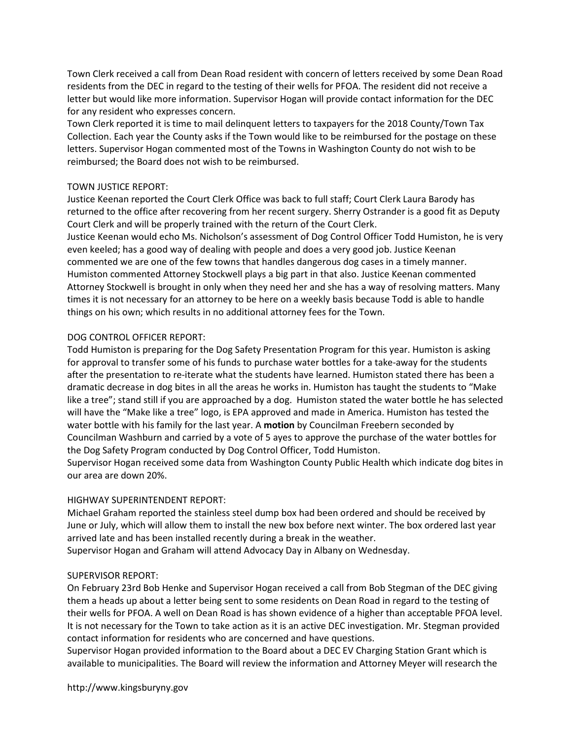Town Clerk received a call from Dean Road resident with concern of letters received by some Dean Road residents from the DEC in regard to the testing of their wells for PFOA. The resident did not receive a letter but would like more information. Supervisor Hogan will provide contact information for the DEC for any resident who expresses concern.

Town Clerk reported it is time to mail delinquent letters to taxpayers for the 2018 County/Town Tax Collection. Each year the County asks if the Town would like to be reimbursed for the postage on these letters. Supervisor Hogan commented most of the Towns in Washington County do not wish to be reimbursed; the Board does not wish to be reimbursed.

TOWN JUSTICE REPORT:

Justice Keenan reported the Court Clerk Office was back to full staff; Court Clerk Laura Barody has returned to the office after recovering from her recent surgery. Sherry Ostrander is a good fit as Deputy Court Clerk and will be properly trained with the return of the Court Clerk.

Justice Keenan would echo Ms. Nicholson's assessment of Dog Control Officer Todd Humiston, he is very even keeled; has a good way of dealing with people and does a very good job. Justice Keenan commented we are one of the few towns that handles dangerous dog cases in a timely manner. Humiston commented Attorney Stockwell plays a big part in that also. Justice Keenan commented Attorney Stockwell is brought in only when they need her and she has a way of resolving matters. Many times it is not necessary for an attorney to be here on a weekly basis because Todd is able to handle things on his own; which results in no additional attorney fees for the Town.

DOG CONTROL OFFICER REPORT:

Todd Humiston is preparing for the Dog Safety Presentation Program for this year. Humiston is asking for approval to transfer some of his funds to purchase water bottles for a take-away for the students after the presentation to re-iterate what the students have learned. Humiston stated there has been a dramatic decrease in dog bites in all the areas he works in. Humiston has taught the students to "Make like a tree"; stand still if you are approached by a dog. Humiston stated the water bottle he has selected will have the "Make like a tree" logo, is EPA approved and made in America. Humiston has tested the water bottle with his family for the last year. A **motion** by Councilman Freebern seconded by Councilman Washburn and carried by a vote of 5 ayes to approve the purchase of the water bottles for the Dog Safety Program conducted by Dog Control Officer, Todd Humiston.

Supervisor Hogan received some data from Washington County Public Health which indicate dog bites in our area are down 20%.

HIGHWAY SUPERINTENDENT REPORT:

Michael Graham reported the stainless steel dump box had been ordered and should be received by June or July, which will allow them to install the new box before next winter. The box ordered last year arrived late and has been installed recently during a break in the weather.

Supervisor Hogan and Graham will attend Advocacy Day in Albany on Wednesday.

SUPERVISOR REPORT:

On February 23rd Bob Henke and Supervisor Hogan received a call from Bob Stegman of the DEC giving them a heads up about a letter being sent to some residents on Dean Road in regard to the testing of their wells for PFOA. A well on Dean Road is has shown evidence of a higher than acceptable PFOA level. It is not necessary for the Town to take action as it is an active DEC investigation. Mr. Stegman provided contact information for residents who are concerned and have questions.

Supervisor Hogan provided information to the Board about a DEC EV Charging Station Grant which is available to municipalities. The Board will review the information and Attorney Meyer will research the

http://www.kingsburyny.gov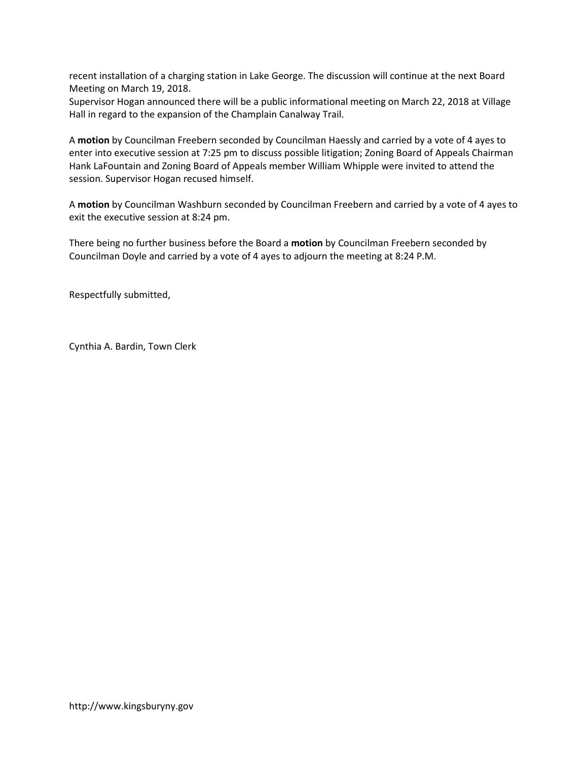recent installation of a charging station in Lake George. The discussion will continue at the next Board Meeting on March 19, 2018.
Supervisor Hogan announced there will be a public informational meeting on March 22, 2018 at Village Hall in regard to the expansion of the Champlain Canalway Trail.

A **motion** by Councilman Freebern seconded by Councilman Haessly and carried by a vote of 4 ayes to enter into executive session at 7:25 pm to discuss possible litigation; Zoning Board of Appeals Chairman Hank LaFountain and Zoning Board of Appeals member William Whipple were invited to attend the session. Supervisor Hogan recused himself.

A **motion** by Councilman Washburn seconded by Councilman Freebern and carried by a vote of 4 ayes to exit the executive session at 8:24 pm.

There being no further business before the Board a **motion** by Councilman Freebern seconded by Councilman Doyle and carried by a vote of 4 ayes to adjourn the meeting at 8:24 P.M.

Respectfully submitted,

Cynthia A. Bardin, Town Clerk

http://www.kingsburyny.gov